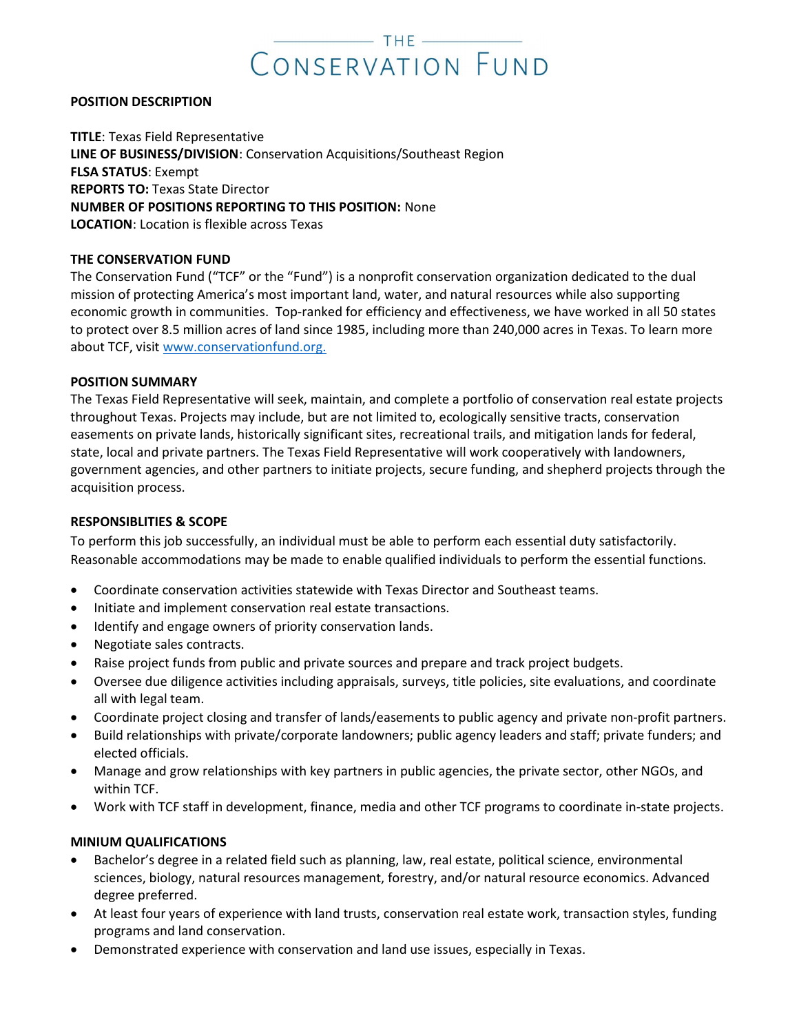# THE CONSERVATION FUND

**POSITION DESCRIPTION**

**TITLE**: Texas Field Representative
**LINE OF BUSINESS/DIVISION**: Conservation Acquisitions/Southeast Region
**FLSA STATUS**: Exempt
**REPORTS TO:** Texas State Director
**NUMBER OF POSITIONS REPORTING TO THIS POSITION:** None
**LOCATION**: Location is flexible across Texas

**THE CONSERVATION FUND**

The Conservation Fund ("TCF" or the "Fund") is a nonprofit conservation organization dedicated to the dual mission of protecting America's most important land, water, and natural resources while also supporting economic growth in communities. Top-ranked for efficiency and effectiveness, we have worked in all 50 states to protect over 8.5 million acres of land since 1985, including more than 240,000 acres in Texas. To learn more about TCF, visit www.conservationfund.org.

**POSITION SUMMARY**

The Texas Field Representative will seek, maintain, and complete a portfolio of conservation real estate projects throughout Texas. Projects may include, but are not limited to, ecologically sensitive tracts, conservation easements on private lands, historically significant sites, recreational trails, and mitigation lands for federal, state, local and private partners. The Texas Field Representative will work cooperatively with landowners, government agencies, and other partners to initiate projects, secure funding, and shepherd projects through the acquisition process.

**RESPONSIBLITIES & SCOPE**

To perform this job successfully, an individual must be able to perform each essential duty satisfactorily. Reasonable accommodations may be made to enable qualified individuals to perform the essential functions.

- Coordinate conservation activities statewide with Texas Director and Southeast teams.
- Initiate and implement conservation real estate transactions.
- Identify and engage owners of priority conservation lands.
- Negotiate sales contracts.
- Raise project funds from public and private sources and prepare and track project budgets.
- Oversee due diligence activities including appraisals, surveys, title policies, site evaluations, and coordinate all with legal team.
- Coordinate project closing and transfer of lands/easements to public agency and private non-profit partners.
- Build relationships with private/corporate landowners; public agency leaders and staff; private funders; and elected officials.
- Manage and grow relationships with key partners in public agencies, the private sector, other NGOs, and within TCF.
- Work with TCF staff in development, finance, media and other TCF programs to coordinate in-state projects.

**MINIUM QUALIFICATIONS**

- Bachelor's degree in a related field such as planning, law, real estate, political science, environmental sciences, biology, natural resources management, forestry, and/or natural resource economics. Advanced degree preferred.
- At least four years of experience with land trusts, conservation real estate work, transaction styles, funding programs and land conservation.
- Demonstrated experience with conservation and land use issues, especially in Texas.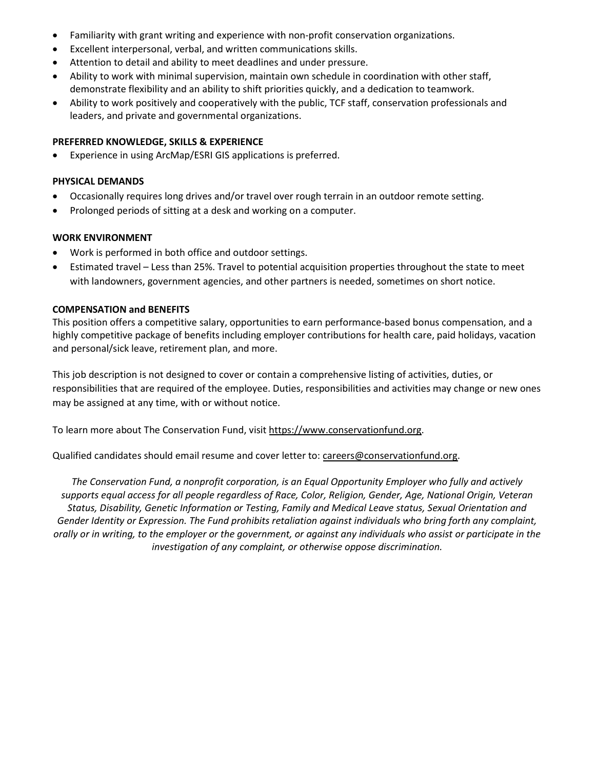- Familiarity with grant writing and experience with non-profit conservation organizations.
- Excellent interpersonal, verbal, and written communications skills.
- Attention to detail and ability to meet deadlines and under pressure.
- Ability to work with minimal supervision, maintain own schedule in coordination with other staff, demonstrate flexibility and an ability to shift priorities quickly, and a dedication to teamwork.
- Ability to work positively and cooperatively with the public, TCF staff, conservation professionals and leaders, and private and governmental organizations.

**PREFERRED KNOWLEDGE, SKILLS & EXPERIENCE**

- Experience in using ArcMap/ESRI GIS applications is preferred.

**PHYSICAL DEMANDS**

- Occasionally requires long drives and/or travel over rough terrain in an outdoor remote setting.
- Prolonged periods of sitting at a desk and working on a computer.

**WORK ENVIRONMENT**

- Work is performed in both office and outdoor settings.
- Estimated travel – Less than 25%. Travel to potential acquisition properties throughout the state to meet with landowners, government agencies, and other partners is needed, sometimes on short notice.

**COMPENSATION and BENEFITS**

This position offers a competitive salary, opportunities to earn performance-based bonus compensation, and a highly competitive package of benefits including employer contributions for health care, paid holidays, vacation and personal/sick leave, retirement plan, and more.

This job description is not designed to cover or contain a comprehensive listing of activities, duties, or responsibilities that are required of the employee. Duties, responsibilities and activities may change or new ones may be assigned at any time, with or without notice.

To learn more about The Conservation Fund, visit https://www.conservationfund.org.

Qualified candidates should email resume and cover letter to: careers@conservationfund.org.

*The Conservation Fund, a nonprofit corporation, is an Equal Opportunity Employer who fully and actively supports equal access for all people regardless of Race, Color, Religion, Gender, Age, National Origin, Veteran Status, Disability, Genetic Information or Testing, Family and Medical Leave status, Sexual Orientation and Gender Identity or Expression. The Fund prohibits retaliation against individuals who bring forth any complaint, orally or in writing, to the employer or the government, or against any individuals who assist or participate in the investigation of any complaint, or otherwise oppose discrimination.*